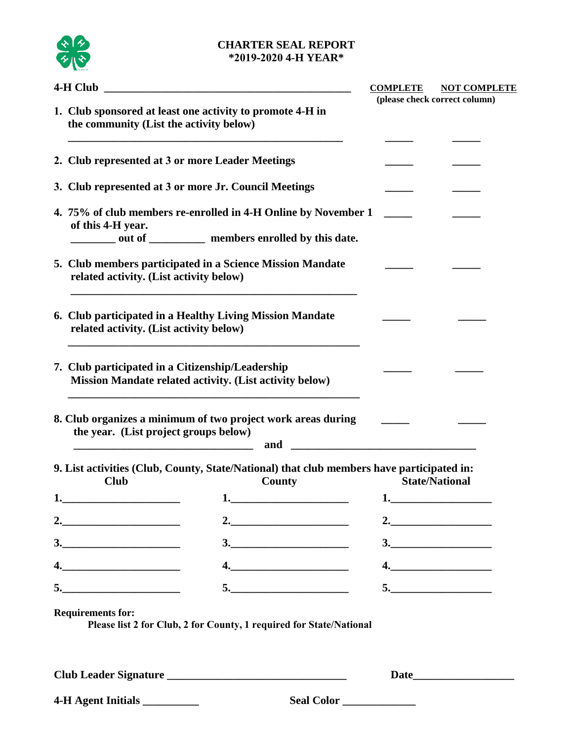# CHARTER SEAL REPORT
## *2019-2020 4-H YEAR*

**4-H Club** ____________________________________________

**COMPLETE** **NOT COMPLETE**
(please check correct column)

1. **Club sponsored at least one activity to promote 4-H in the community (List the activity below)**
   ________________________________________________ _____ _____

2. **Club represented at 3 or more Leader Meetings** _____ _____

3. **Club represented at 3 or more Jr. Council Meetings** _____ _____

4. **75% of club members re-enrolled in 4-H Online by November 1 of this 4-H year.** _____ _____
   ________ **out of** __________ **members enrolled by this date.**

5. **Club members participated in a Science Mission Mandate related activity. (List activity below)** _____ _____
   ________________________________________________

6. **Club participated in a Healthy Living Mission Mandate related activity. (List activity below)** _____ _____
   ________________________________________________

7. **Club participated in a Citizenship/Leadership Mission Mandate related activity. (List activity below)** _____ _____
   ________________________________________________

8. **Club organizes a minimum of two project work areas during the year. (List project groups below)** _____ _____
   ______________________________ **and** ______________________________

9. **List activities (Club, County, State/National) that club members have participated in:**

| Club | County | State/National |
|---|---|---|
| 1.____________________ | 1.____________________ | 1.________________ |
| 2.____________________ | 2.____________________ | 2.________________ |
| 3.____________________ | 3.____________________ | 3.________________ |
| 4.____________________ | 4.____________________ | 4.________________ |
| 5.____________________ | 5.____________________ | 5.________________ |

**Requirements for:**
**Please list 2 for Club, 2 for County, 1 required for State/National**

**Club Leader Signature** ______________________________ **Date**________________

**4-H Agent Initials** _________ **Seal Color** ____________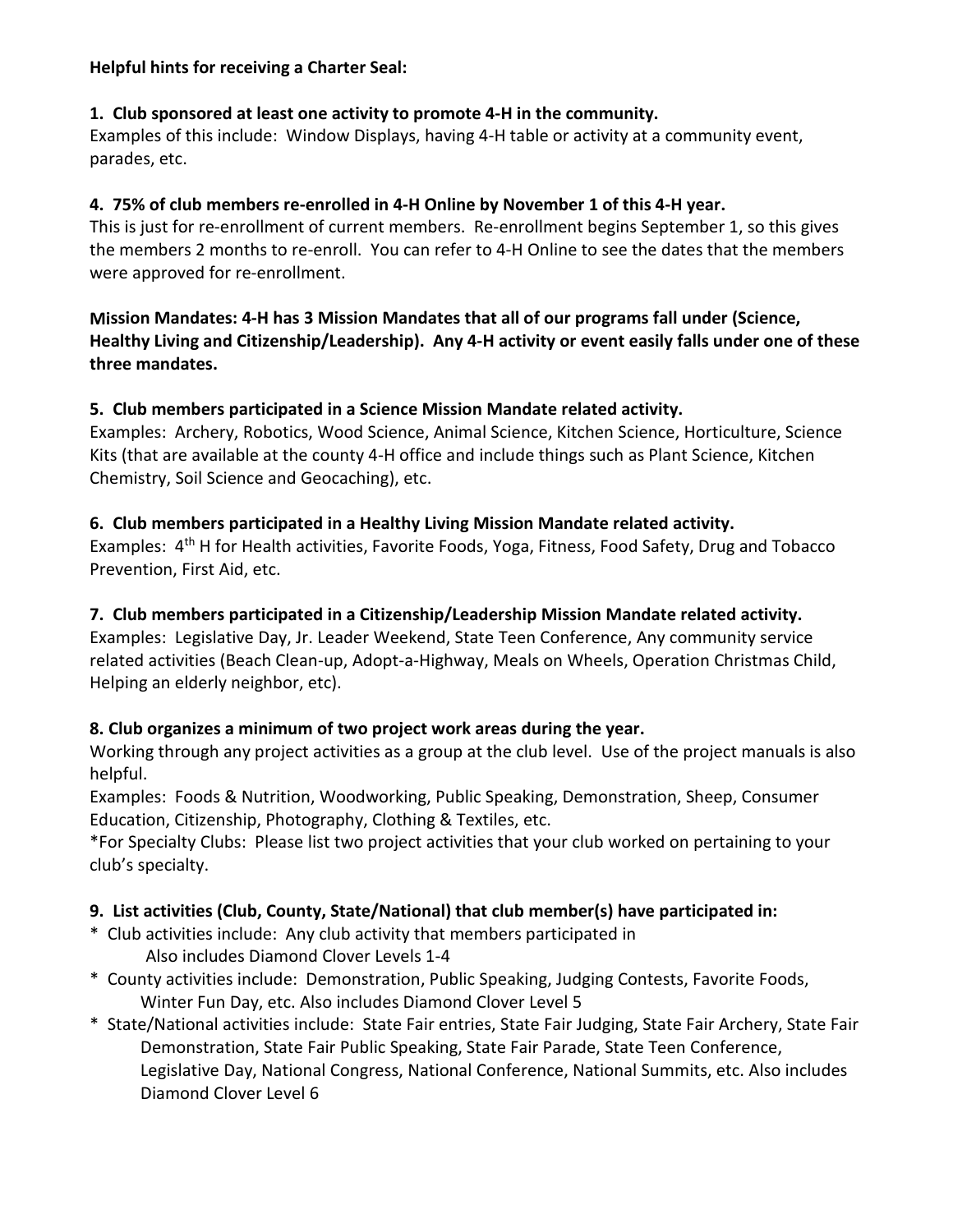**Helpful hints for receiving a Charter Seal:**

**1. Club sponsored at least one activity to promote 4-H in the community.**

Examples of this include: Window Displays, having 4-H table or activity at a community event, parades, etc.

**4. 75% of club members re-enrolled in 4-H Online by November 1 of this 4-H year.**

This is just for re-enrollment of current members. Re-enrollment begins September 1, so this gives the members 2 months to re-enroll. You can refer to 4-H Online to see the dates that the members were approved for re-enrollment.

**Mission Mandates: 4-H has 3 Mission Mandates that all of our programs fall under (Science, Healthy Living and Citizenship/Leadership). Any 4-H activity or event easily falls under one of these three mandates.**

**5. Club members participated in a Science Mission Mandate related activity.**

Examples: Archery, Robotics, Wood Science, Animal Science, Kitchen Science, Horticulture, Science Kits (that are available at the county 4-H office and include things such as Plant Science, Kitchen Chemistry, Soil Science and Geocaching), etc.

**6. Club members participated in a Healthy Living Mission Mandate related activity.**

Examples: 4th H for Health activities, Favorite Foods, Yoga, Fitness, Food Safety, Drug and Tobacco Prevention, First Aid, etc.

**7. Club members participated in a Citizenship/Leadership Mission Mandate related activity.**

Examples: Legislative Day, Jr. Leader Weekend, State Teen Conference, Any community service related activities (Beach Clean-up, Adopt-a-Highway, Meals on Wheels, Operation Christmas Child, Helping an elderly neighbor, etc).

**8. Club organizes a minimum of two project work areas during the year.**

Working through any project activities as a group at the club level. Use of the project manuals is also helpful.

Examples: Foods & Nutrition, Woodworking, Public Speaking, Demonstration, Sheep, Consumer Education, Citizenship, Photography, Clothing & Textiles, etc.

*For Specialty Clubs: Please list two project activities that your club worked on pertaining to your club's specialty.

**9. List activities (Club, County, State/National) that club member(s) have participated in:**

* Club activities include: Any club activity that members participated in
  Also includes Diamond Clover Levels 1-4
* County activities include: Demonstration, Public Speaking, Judging Contests, Favorite Foods, Winter Fun Day, etc. Also includes Diamond Clover Level 5
* State/National activities include: State Fair entries, State Fair Judging, State Fair Archery, State Fair Demonstration, State Fair Public Speaking, State Fair Parade, State Teen Conference, Legislative Day, National Congress, National Conference, National Summits, etc. Also includes Diamond Clover Level 6